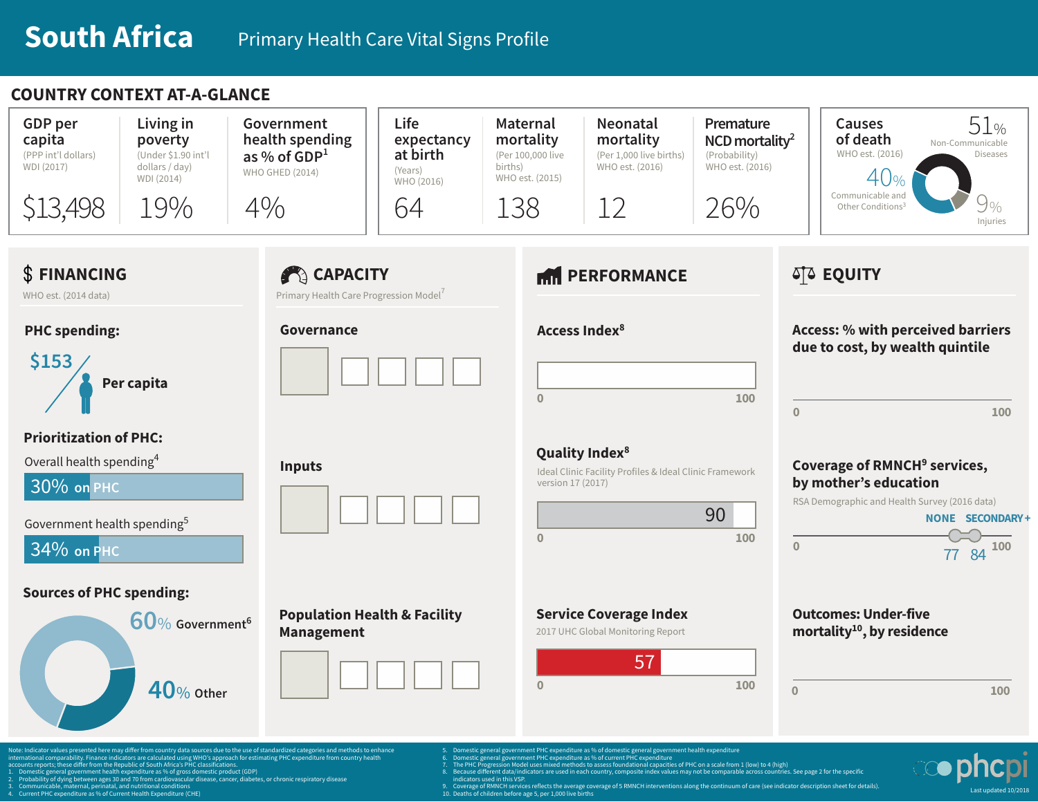# South Africa

Primary Health Care Vital Signs Profile

## COUNTRY CONTEXT AT-A-GLANCE

| GDP per capita (PPP int'l dollars) WDI (2017) | Living in poverty (Under $1.90 int'l dollars / day) WDI (2014) | Government health spending as % of GDP[1] WHO GHED (2014) |
|---|---|---|
| $13,498 | 19% | 4% |

| Life expectancy at birth (Years) WHO (2016) | Maternal mortality (Per 100,000 live births) WHO est. (2015) | Neonatal mortality (Per 1,000 live births) WHO est. (2016) | Premature NCD mortality[2] (Probability) WHO est. (2016) |
|---|---|---|---|
| 64 | 138 | 12 | 26% |

**Causes of death** WHO est. (2016)

- 51% Non-Communicable Diseases
- 40% Communicable and Other Conditions[3]
- 9% Injuries

## $ FINANCING

WHO est. (2014 data)

**PHC spending:**

$153 Per capita

**Prioritization of PHC:**

Overall health spending[4]

30% on PHC

Government health spending[5]

34% on PHC

**Sources of PHC spending:**

- 60% Government[6]
- 40% Other

## CAPACITY

Primary Health Care Progression Model[7]

**Governance**

**Inputs**

**Population Health & Facility Management**

## PERFORMANCE

**Access Index[8]**

0 — 100

**Quality Index[8]**

Ideal Clinic Facility Profiles & Ideal Clinic Framework version 17 (2017)

90 (0 — 100)

**Service Coverage Index**

2017 UHC Global Monitoring Report

57 (0 — 100)

## EQUITY

**Access: % with perceived barriers due to cost, by wealth quintile**

0 — 100

**Coverage of RMNCH[9] services, by mother's education**

RSA Demographic and Health Survey (2016 data)

NONE: 77; SECONDARY +: 84 (0 — 100)

**Outcomes: Under-five mortality[10], by residence**

0 — 100

---

Note: Indicator values presented here may differ from country data sources due to the use of standardized categories and methods to enhance international comparability. Finance indicators are calculated using WHO's approach for estimating PHC expenditure from country health accounts reports; these differ from the Republic of South Africa's PHC classifications.

1. Domestic general government health expenditure as % of gross domestic product (GDP)
2. Probability of dying between ages 30 and 70 from cardiovascular disease, cancer, diabetes, or chronic respiratory disease
3. Communicable, maternal, perinatal, and nutritional conditions
4. Current PHC expenditure as % of Current Health Expenditure (CHE)
5. Domestic general government PHC expenditure as % of domestic general government health expenditure
6. Domestic general government PHC expenditure as % of current PHC expenditure
7. The PHC Progression Model uses mixed methods to assess foundational capacities of PHC on a scale from 1 (low) to 4 (high)
8. Because different data/indicators are used in each country, composite index values may not be comparable across countries. See page 2 for the specific indicators used in this VSP.
9. Coverage of RMNCH services reflects the average coverage of 5 RMNCH interventions along the continuum of care (see indicator description sheet for details).
10. Deaths of children before age 5, per 1,000 live births

phcpi

Last updated 10/2018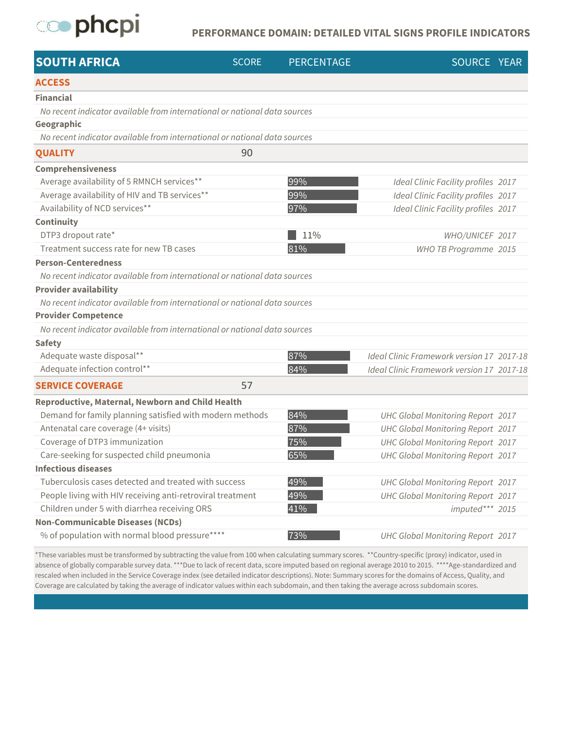phcpi

## PERFORMANCE DOMAIN: DETAILED VITAL SIGNS PROFILE INDICATORS

| SOUTH AFRICA | SCORE | PERCENTAGE | SOURCE | YEAR |
|---|---|---|---|---|
| **ACCESS** | | | | |
| **Financial** | | | | |
| *No recent indicator available from international or national data sources* | | | | |
| **Geographic** | | | | |
| *No recent indicator available from international or national data sources* | | | | |
| **QUALITY** | 90 | | | |
| **Comprehensiveness** | | | | |
| Average availability of 5 RMNCH services** | | 99% | *Ideal Clinic Facility profiles* | *2017* |
| Average availability of HIV and TB services** | | 99% | *Ideal Clinic Facility profiles* | *2017* |
| Availability of NCD services** | | 97% | *Ideal Clinic Facility profiles* | *2017* |
| **Continuity** | | | | |
| DTP3 dropout rate* | | 11% | *WHO/UNICEF* | *2017* |
| Treatment success rate for new TB cases | | 81% | *WHO TB Programme* | *2015* |
| **Person-Centeredness** | | | | |
| *No recent indicator available from international or national data sources* | | | | |
| **Provider availability** | | | | |
| *No recent indicator available from international or national data sources* | | | | |
| **Provider Competence** | | | | |
| *No recent indicator available from international or national data sources* | | | | |
| **Safety** | | | | |
| Adequate waste disposal** | | 87% | *Ideal Clinic Framework version 17* | *2017-18* |
| Adequate infection control** | | 84% | *Ideal Clinic Framework version 17* | *2017-18* |
| **SERVICE COVERAGE** | 57 | | | |
| **Reproductive, Maternal, Newborn and Child Health** | | | | |
| Demand for family planning satisfied with modern methods | | 84% | *UHC Global Monitoring Report* | *2017* |
| Antenatal care coverage (4+ visits) | | 87% | *UHC Global Monitoring Report* | *2017* |
| Coverage of DTP3 immunization | | 75% | *UHC Global Monitoring Report* | *2017* |
| Care-seeking for suspected child pneumonia | | 65% | *UHC Global Monitoring Report* | *2017* |
| **Infectious diseases** | | | | |
| Tuberculosis cases detected and treated with success | | 49% | *UHC Global Monitoring Report* | *2017* |
| People living with HIV receiving anti-retroviral treatment | | 49% | *UHC Global Monitoring Report* | *2017* |
| Children under 5 with diarrhea receiving ORS | | 41% | *imputed**** | *2015* |
| **Non-Communicable Diseases (NCDs)** | | | | |
| % of population with normal blood pressure**** | | 73% | *UHC Global Monitoring Report* | *2017* |

*These variables must be transformed by subtracting the value from 100 when calculating summary scores. **Country-specific (proxy) indicator, used in absence of globally comparable survey data. ***Due to lack of recent data, score imputed based on regional average 2010 to 2015. ****Age-standardized and rescaled when included in the Service Coverage index (see detailed indicator descriptions). Note: Summary scores for the domains of Access, Quality, and Coverage are calculated by taking the average of indicator values within each subdomain, and then taking the average across subdomain scores.